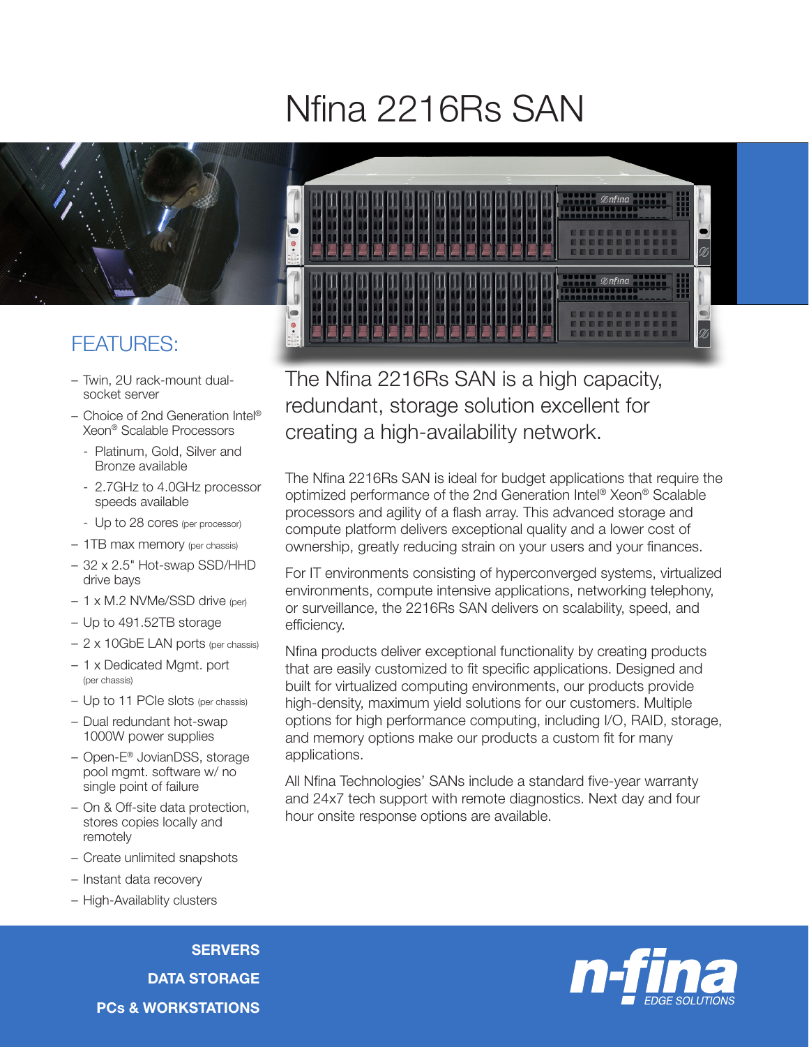# Nfina 2216Rs SAN

## FEATURES:

- Twin, 2U rack-mount dual-socket server
- Choice of 2nd Generation Intel® Xeon® Scalable Processors
  - Platinum, Gold, Silver and Bronze available
  - 2.7GHz to 4.0GHz processor speeds available
  - Up to 28 cores (per processor)
- 1TB max memory (per chassis)
- 32 x 2.5" Hot-swap SSD/HHD drive bays
- 1 x M.2 NVMe/SSD drive (per)
- Up to 491.52TB storage
- 2 x 10GbE LAN ports (per chassis)
- 1 x Dedicated Mgmt. port (per chassis)
- Up to 11 PCIe slots (per chassis)
- Dual redundant hot-swap 1000W power supplies
- Open-E® JovianDSS, storage pool mgmt. software w/ no single point of failure
- On & Off-site data protection, stores copies locally and remotely
- Create unlimited snapshots
- Instant data recovery
- High-Availablity clusters

The Nfina 2216Rs SAN is a high capacity, redundant, storage solution excellent for creating a high-availability network.

The Nfina 2216Rs SAN is ideal for budget applications that require the optimized performance of the 2nd Generation Intel® Xeon® Scalable processors and agility of a flash array. This advanced storage and compute platform delivers exceptional quality and a lower cost of ownership, greatly reducing strain on your users and your finances.

For IT environments consisting of hyperconverged systems, virtualized environments, compute intensive applications, networking telephony, or surveillance, the 2216Rs SAN delivers on scalability, speed, and efficiency.

Nfina products deliver exceptional functionality by creating products that are easily customized to fit specific applications. Designed and built for virtualized computing environments, our products provide high-density, maximum yield solutions for our customers. Multiple options for high performance computing, including I/O, RAID, storage, and memory options make our products a custom fit for many applications.

All Nfina Technologies' SANs include a standard five-year warranty and 24x7 tech support with remote diagnostics. Next day and four hour onsite response options are available.

**SERVERS**
**DATA STORAGE**
**PCs & WORKSTATIONS**

n-fina EDGE SOLUTIONS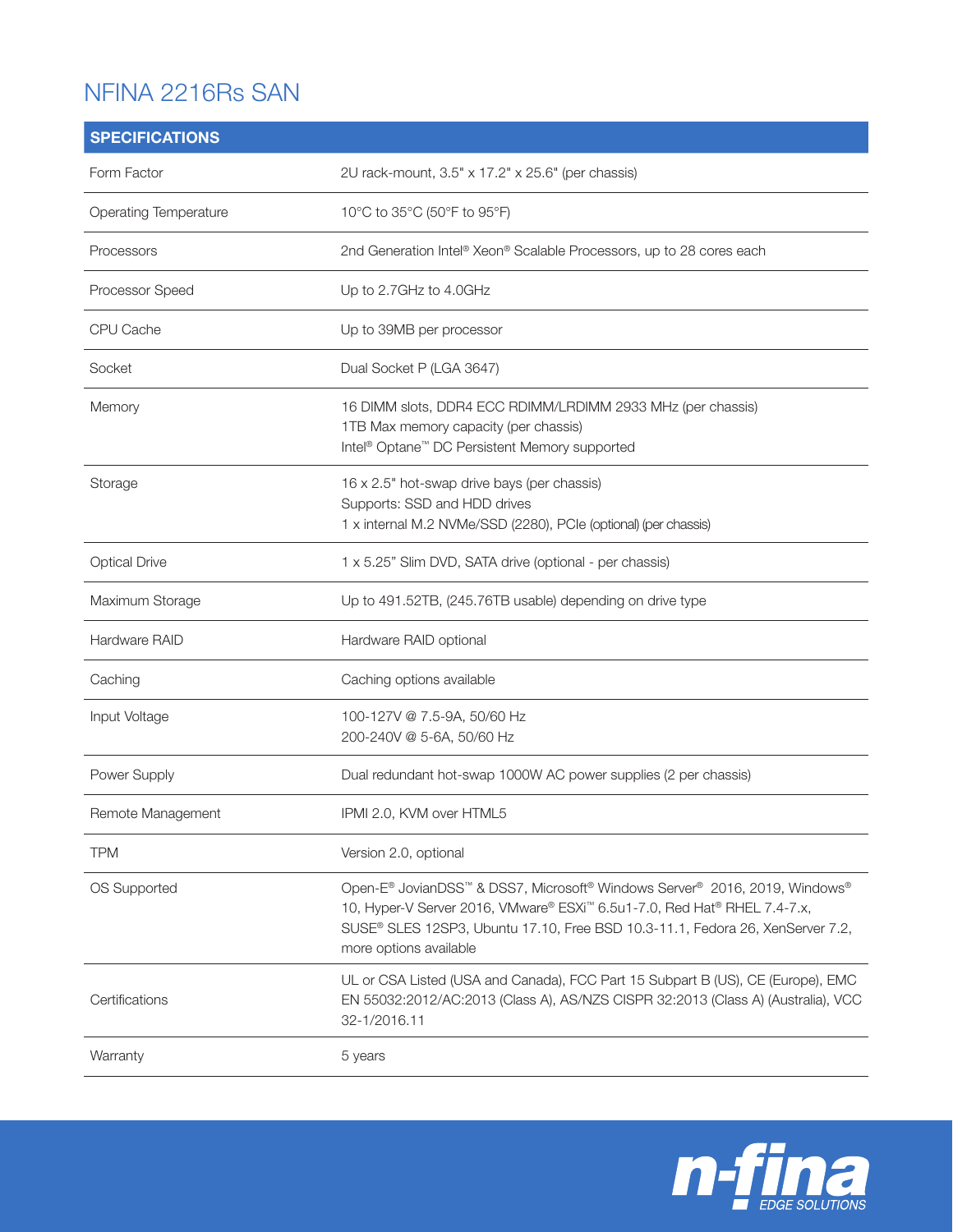# NFINA 2216Rs SAN

| SPECIFICATIONS | |
|---|---|
| Form Factor | 2U rack-mount, 3.5" x 17.2" x 25.6" (per chassis) |
| Operating Temperature | 10°C to 35°C (50°F to 95°F) |
| Processors | 2nd Generation Intel® Xeon® Scalable Processors, up to 28 cores each |
| Processor Speed | Up to 2.7GHz to 4.0GHz |
| CPU Cache | Up to 39MB per processor |
| Socket | Dual Socket P (LGA 3647) |
| Memory | 16 DIMM slots, DDR4 ECC RDIMM/LRDIMM 2933 MHz (per chassis)<br>1TB Max memory capacity (per chassis)<br>Intel® Optane™ DC Persistent Memory supported |
| Storage | 16 x 2.5" hot-swap drive bays (per chassis)<br>Supports: SSD and HDD drives<br>1 x internal M.2 NVMe/SSD (2280), PCIe (optional) (per chassis) |
| Optical Drive | 1 x 5.25" Slim DVD, SATA drive (optional - per chassis) |
| Maximum Storage | Up to 491.52TB, (245.76TB usable) depending on drive type |
| Hardware RAID | Hardware RAID optional |
| Caching | Caching options available |
| Input Voltage | 100-127V @ 7.5-9A, 50/60 Hz<br>200-240V @ 5-6A, 50/60 Hz |
| Power Supply | Dual redundant hot-swap 1000W AC power supplies (2 per chassis) |
| Remote Management | IPMI 2.0, KVM over HTML5 |
| TPM | Version 2.0, optional |
| OS Supported | Open-E® JovianDSS™ & DSS7, Microsoft® Windows Server® 2016, 2019, Windows® 10, Hyper-V Server 2016, VMware® ESXi™ 6.5u1-7.0, Red Hat® RHEL 7.4-7.x, SUSE® SLES 12SP3, Ubuntu 17.10, Free BSD 10.3-11.1, Fedora 26, XenServer 7.2, more options available |
| Certifications | UL or CSA Listed (USA and Canada), FCC Part 15 Subpart B (US), CE (Europe), EMC EN 55032:2012/AC:2013 (Class A), AS/NZS CISPR 32:2013 (Class A) (Australia), VCC 32-1/2016.11 |
| Warranty | 5 years |

n-fina EDGE SOLUTIONS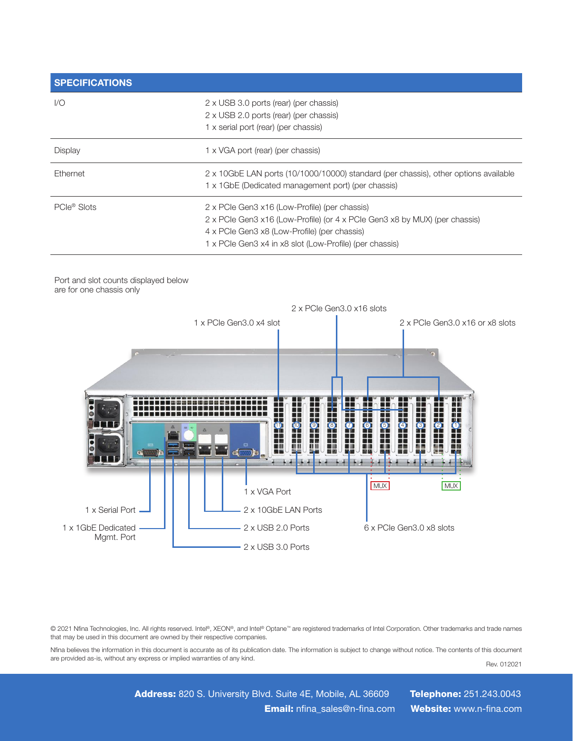## SPECIFICATIONS

| | |
|---|---|
| I/O | 2 x USB 3.0 ports (rear) (per chassis)<br>2 x USB 2.0 ports (rear) (per chassis)<br>1 x serial port (rear) (per chassis) |
| Display | 1 x VGA port (rear) (per chassis) |
| Ethernet | 2 x 10GbE LAN ports (10/1000/10000) standard (per chassis), other options available<br>1 x 1GbE (Dedicated management port) (per chassis) |
| PCIe® Slots | 2 x PCIe Gen3 x16 (Low-Profile) (per chassis)<br>2 x PCIe Gen3 x16 (Low-Profile) (or 4 x PCIe Gen3 x8 by MUX) (per chassis)<br>4 x PCIe Gen3 x8 (Low-Profile) (per chassis)<br>1 x PCIe Gen3 x4 in x8 slot (Low-Profile) (per chassis) |

Port and slot counts displayed below are for one chassis only

2 x PCIe Gen3.0 x16 slots
1 x PCIe Gen3.0 x4 slot
2 x PCIe Gen3.0 x16 or x8 slots
11 10 9 8 7 6 5 4 3 2 1
MUX
MUX
1 x VGA Port
1 x Serial Port
2 x 10GbE LAN Ports
1 x 1GbE Dedicated Mgmt. Port
2 x USB 2.0 Ports
6 x PCIe Gen3.0 x8 slots
2 x USB 3.0 Ports

© 2021 Nfina Technologies, Inc. All rights reserved. Intel®, XEON®, and Intel® Optane™ are registered trademarks of Intel Corporation. Other trademarks and trade names that may be used in this document are owned by their respective companies.

Nfina believes the information in this document is accurate as of its publication date. The information is subject to change without notice. The contents of this document are provided as-is, without any express or implied warranties of any kind.

Rev. 012021

**Address:** 820 S. University Blvd. Suite 4E, Mobile, AL 36609 **Telephone:** 251.243.0043
**Email:** nfina_sales@n-fina.com **Website:** www.n-fina.com